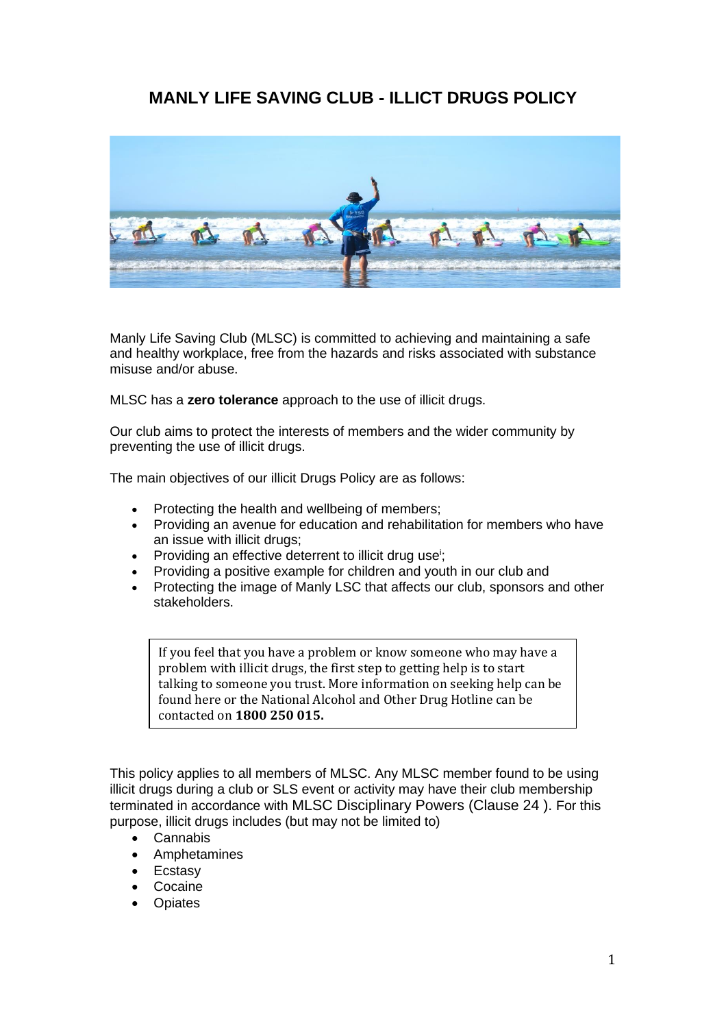# MANLY LIFE SAVING CLUB - ILLICT DRUGS POLICY

Manly Life Saving Club (MLSC) is committed to achieving and maintaining a safe and healthy workplace, free from the hazards and risks associated with substance misuse and/or abuse.

MLSC has a **zero tolerance** approach to the use of illicit drugs.

Our club aims to protect the interests of members and the wider community by preventing the use of illicit drugs.

The main objectives of our illicit Drugs Policy are as follows:

- Protecting the health and wellbeing of members;
- Providing an avenue for education and rehabilitation for members who have an issue with illicit drugs;
- Providing an effective deterrent to illicit drug use[i];
- Providing a positive example for children and youth in our club and
- Protecting the image of Manly LSC that affects our club, sponsors and other stakeholders.

> If you feel that you have a problem or know someone who may have a problem with illicit drugs, the first step to getting help is to start talking to someone you trust. More information on seeking help can be found here or the National Alcohol and Other Drug Hotline can be contacted on **1800 250 015.**

This policy applies to all members of MLSC. Any MLSC member found to be using illicit drugs during a club or SLS event or activity may have their club membership terminated in accordance with MLSC Disciplinary Powers (Clause 24 ). For this purpose, illicit drugs includes (but may not be limited to)

- Cannabis
- Amphetamines
- Ecstasy
- Cocaine
- Opiates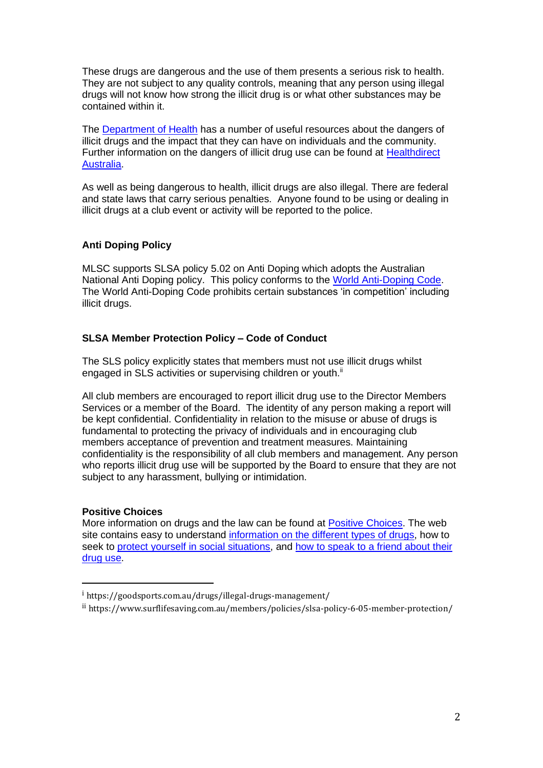These drugs are dangerous and the use of them presents a serious risk to health. They are not subject to any quality controls, meaning that any person using illegal drugs will not know how strong the illicit drug is or what other substances may be contained within it.

The Department of Health has a number of useful resources about the dangers of illicit drugs and the impact that they can have on individuals and the community. Further information on the dangers of illicit drug use can be found at Healthdirect Australia.

As well as being dangerous to health, illicit drugs are also illegal. There are federal and state laws that carry serious penalties. Anyone found to be using or dealing in illicit drugs at a club event or activity will be reported to the police.

**Anti Doping Policy**

MLSC supports SLSA policy 5.02 on Anti Doping which adopts the Australian National Anti Doping policy. This policy conforms to the World Anti-Doping Code. The World Anti-Doping Code prohibits certain substances 'in competition' including illicit drugs.

**SLSA Member Protection Policy – Code of Conduct**

The SLS policy explicitly states that members must not use illicit drugs whilst engaged in SLS activities or supervising children or youth.[ii]

All club members are encouraged to report illicit drug use to the Director Members Services or a member of the Board. The identity of any person making a report will be kept confidential. Confidentiality in relation to the misuse or abuse of drugs is fundamental to protecting the privacy of individuals and in encouraging club members acceptance of prevention and treatment measures. Maintaining confidentiality is the responsibility of all club members and management. Any person who reports illicit drug use will be supported by the Board to ensure that they are not subject to any harassment, bullying or intimidation.

**Positive Choices**

More information on drugs and the law can be found at Positive Choices. The web site contains easy to understand information on the different types of drugs, how to seek to protect yourself in social situations, and how to speak to a friend about their drug use.

---

[i] https://goodsports.com.au/drugs/illegal-drugs-management/

[ii] https://www.surflifesaving.com.au/members/policies/slsa-policy-6-05-member-protection/